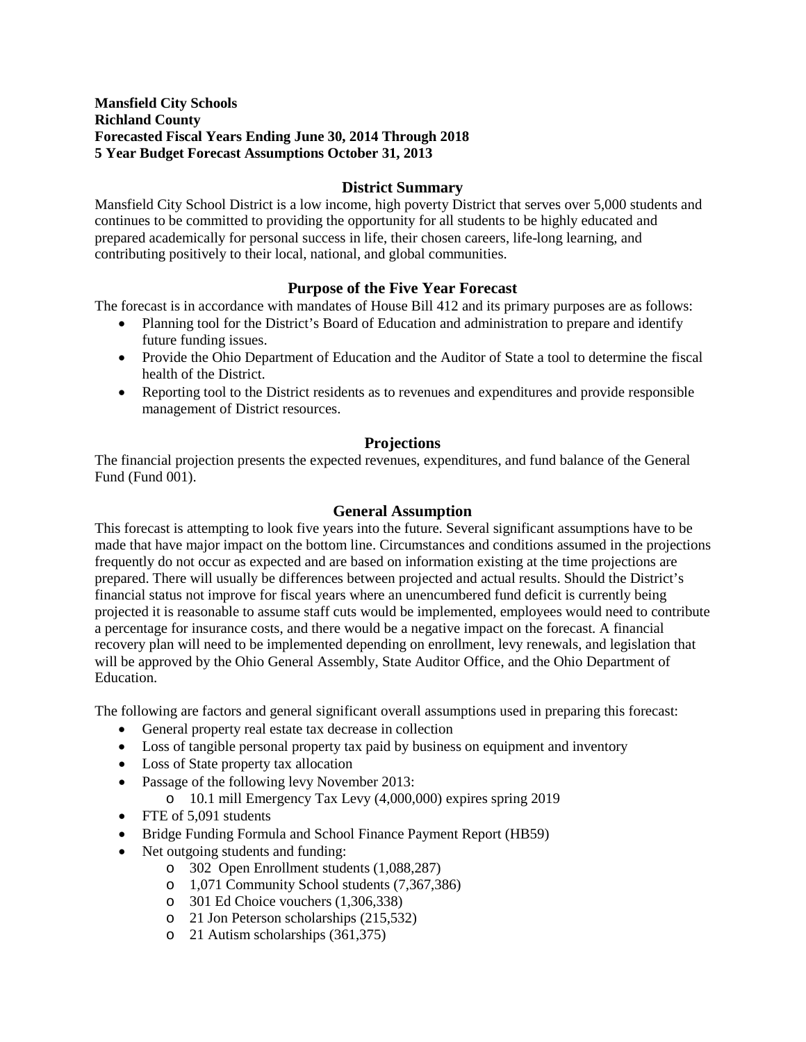**Mansfield City Schools**
**Richland County**
**Forecasted Fiscal Years Ending June 30, 2014 Through 2018**
**5 Year Budget Forecast Assumptions October 31, 2013**

## District Summary

Mansfield City School District is a low income, high poverty District that serves over 5,000 students and continues to be committed to providing the opportunity for all students to be highly educated and prepared academically for personal success in life, their chosen careers, life-long learning, and contributing positively to their local, national, and global communities.

## Purpose of the Five Year Forecast

The forecast is in accordance with mandates of House Bill 412 and its primary purposes are as follows:

- Planning tool for the District's Board of Education and administration to prepare and identify future funding issues.
- Provide the Ohio Department of Education and the Auditor of State a tool to determine the fiscal health of the District.
- Reporting tool to the District residents as to revenues and expenditures and provide responsible management of District resources.

## Projections

The financial projection presents the expected revenues, expenditures, and fund balance of the General Fund (Fund 001).

## General Assumption

This forecast is attempting to look five years into the future. Several significant assumptions have to be made that have major impact on the bottom line. Circumstances and conditions assumed in the projections frequently do not occur as expected and are based on information existing at the time projections are prepared. There will usually be differences between projected and actual results. Should the District's financial status not improve for fiscal years where an unencumbered fund deficit is currently being projected it is reasonable to assume staff cuts would be implemented, employees would need to contribute a percentage for insurance costs, and there would be a negative impact on the forecast. A financial recovery plan will need to be implemented depending on enrollment, levy renewals, and legislation that will be approved by the Ohio General Assembly, State Auditor Office, and the Ohio Department of Education.

The following are factors and general significant overall assumptions used in preparing this forecast:

- General property real estate tax decrease in collection
- Loss of tangible personal property tax paid by business on equipment and inventory
- Loss of State property tax allocation
- Passage of the following levy November 2013:
  - 10.1 mill Emergency Tax Levy (4,000,000) expires spring 2019
- FTE of 5,091 students
- Bridge Funding Formula and School Finance Payment Report (HB59)
- Net outgoing students and funding:
  - 302 Open Enrollment students (1,088,287)
  - 1,071 Community School students (7,367,386)
  - 301 Ed Choice vouchers (1,306,338)
  - 21 Jon Peterson scholarships (215,532)
  - 21 Autism scholarships (361,375)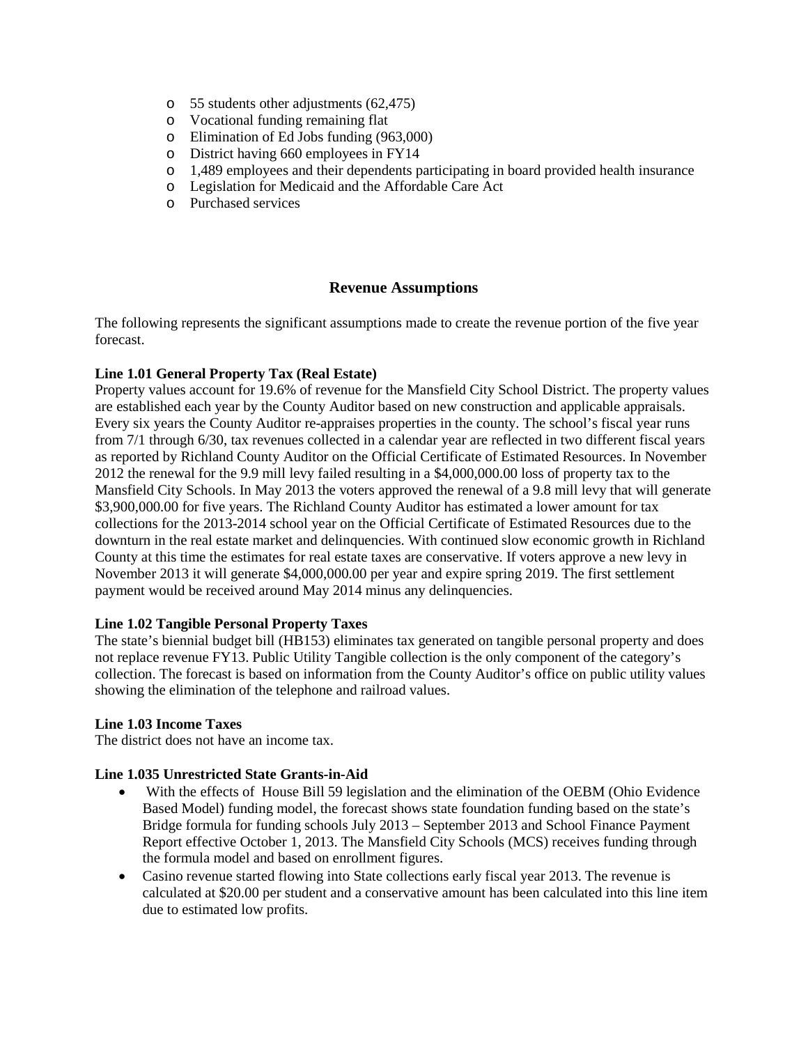- 55 students other adjustments (62,475)
- Vocational funding remaining flat
- Elimination of Ed Jobs funding (963,000)
- District having 660 employees in FY14
- 1,489 employees and their dependents participating in board provided health insurance
- Legislation for Medicaid and the Affordable Care Act
- Purchased services

## Revenue Assumptions

The following represents the significant assumptions made to create the revenue portion of the five year forecast.

**Line 1.01 General Property Tax (Real Estate)**
Property values account for 19.6% of revenue for the Mansfield City School District. The property values are established each year by the County Auditor based on new construction and applicable appraisals. Every six years the County Auditor re-appraises properties in the county. The school's fiscal year runs from 7/1 through 6/30, tax revenues collected in a calendar year are reflected in two different fiscal years as reported by Richland County Auditor on the Official Certificate of Estimated Resources. In November 2012 the renewal for the 9.9 mill levy failed resulting in a $4,000,000.00 loss of property tax to the Mansfield City Schools. In May 2013 the voters approved the renewal of a 9.8 mill levy that will generate $3,900,000.00 for five years. The Richland County Auditor has estimated a lower amount for tax collections for the 2013-2014 school year on the Official Certificate of Estimated Resources due to the downturn in the real estate market and delinquencies. With continued slow economic growth in Richland County at this time the estimates for real estate taxes are conservative. If voters approve a new levy in November 2013 it will generate $4,000,000.00 per year and expire spring 2019. The first settlement payment would be received around May 2014 minus any delinquencies.

**Line 1.02 Tangible Personal Property Taxes**
The state's biennial budget bill (HB153) eliminates tax generated on tangible personal property and does not replace revenue FY13. Public Utility Tangible collection is the only component of the category's collection. The forecast is based on information from the County Auditor's office on public utility values showing the elimination of the telephone and railroad values.

**Line 1.03 Income Taxes**
The district does not have an income tax.

**Line 1.035 Unrestricted State Grants-in-Aid**

- With the effects of House Bill 59 legislation and the elimination of the OEBM (Ohio Evidence Based Model) funding model, the forecast shows state foundation funding based on the state's Bridge formula for funding schools July 2013 – September 2013 and School Finance Payment Report effective October 1, 2013. The Mansfield City Schools (MCS) receives funding through the formula model and based on enrollment figures.
- Casino revenue started flowing into State collections early fiscal year 2013. The revenue is calculated at $20.00 per student and a conservative amount has been calculated into this line item due to estimated low profits.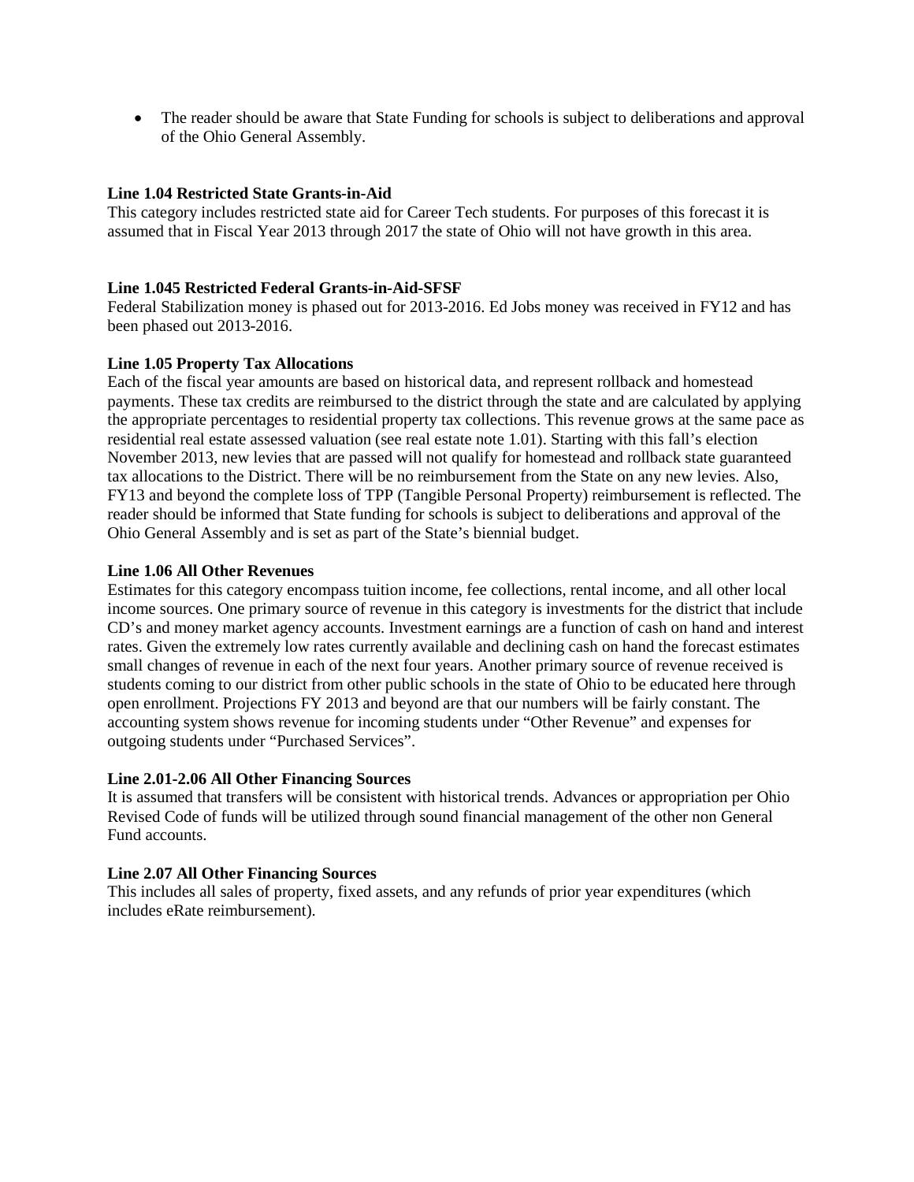- The reader should be aware that State Funding for schools is subject to deliberations and approval of the Ohio General Assembly.

**Line 1.04 Restricted State Grants-in-Aid**

This category includes restricted state aid for Career Tech students. For purposes of this forecast it is assumed that in Fiscal Year 2013 through 2017 the state of Ohio will not have growth in this area.

**Line 1.045 Restricted Federal Grants-in-Aid-SFSF**

Federal Stabilization money is phased out for 2013-2016. Ed Jobs money was received in FY12 and has been phased out 2013-2016.

**Line 1.05 Property Tax Allocations**

Each of the fiscal year amounts are based on historical data, and represent rollback and homestead payments. These tax credits are reimbursed to the district through the state and are calculated by applying the appropriate percentages to residential property tax collections. This revenue grows at the same pace as residential real estate assessed valuation (see real estate note 1.01). Starting with this fall's election November 2013, new levies that are passed will not qualify for homestead and rollback state guaranteed tax allocations to the District. There will be no reimbursement from the State on any new levies. Also, FY13 and beyond the complete loss of TPP (Tangible Personal Property) reimbursement is reflected. The reader should be informed that State funding for schools is subject to deliberations and approval of the Ohio General Assembly and is set as part of the State's biennial budget.

**Line 1.06 All Other Revenues**

Estimates for this category encompass tuition income, fee collections, rental income, and all other local income sources. One primary source of revenue in this category is investments for the district that include CD's and money market agency accounts. Investment earnings are a function of cash on hand and interest rates. Given the extremely low rates currently available and declining cash on hand the forecast estimates small changes of revenue in each of the next four years. Another primary source of revenue received is students coming to our district from other public schools in the state of Ohio to be educated here through open enrollment. Projections FY 2013 and beyond are that our numbers will be fairly constant. The accounting system shows revenue for incoming students under "Other Revenue" and expenses for outgoing students under "Purchased Services".

**Line 2.01-2.06 All Other Financing Sources**

It is assumed that transfers will be consistent with historical trends. Advances or appropriation per Ohio Revised Code of funds will be utilized through sound financial management of the other non General Fund accounts.

**Line 2.07 All Other Financing Sources**

This includes all sales of property, fixed assets, and any refunds of prior year expenditures (which includes eRate reimbursement).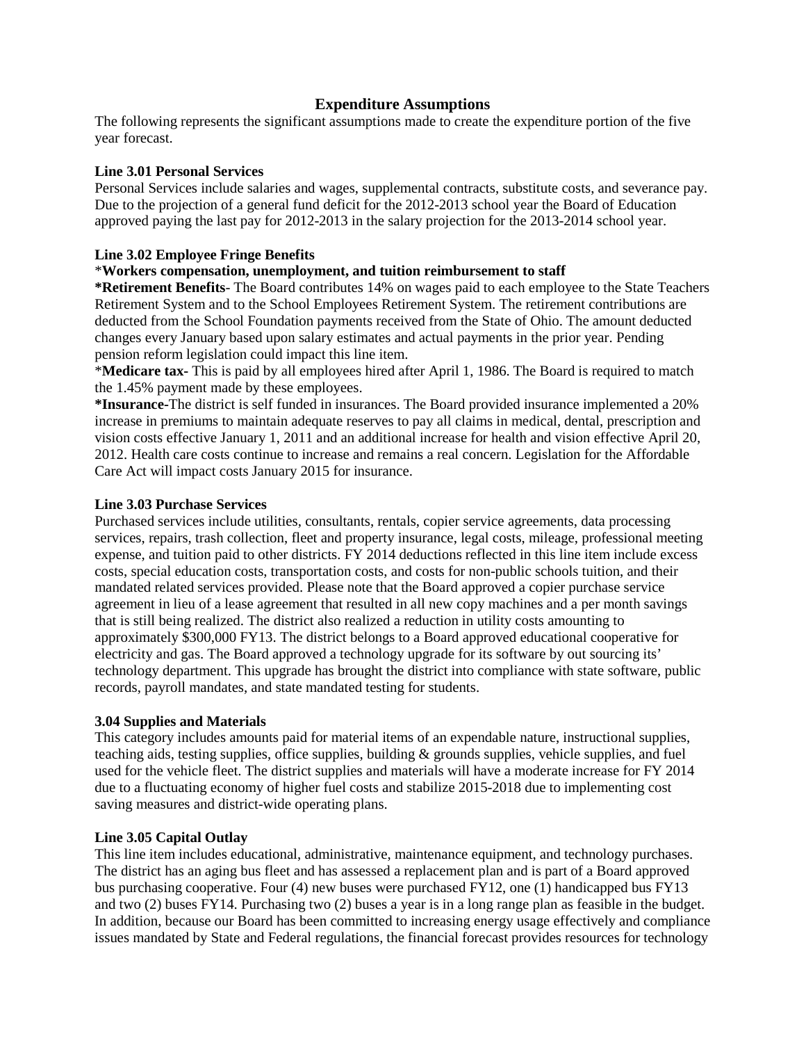## Expenditure Assumptions

The following represents the significant assumptions made to create the expenditure portion of the five year forecast.

**Line 3.01 Personal Services**

Personal Services include salaries and wages, supplemental contracts, substitute costs, and severance pay. Due to the projection of a general fund deficit for the 2012-2013 school year the Board of Education approved paying the last pay for 2012-2013 in the salary projection for the 2013-2014 school year.

**Line 3.02 Employee Fringe Benefits**

*__Workers compensation, unemployment, and tuition reimbursement to staff__

**\*Retirement Benefits**- The Board contributes 14% on wages paid to each employee to the State Teachers Retirement System and to the School Employees Retirement System. The retirement contributions are deducted from the School Foundation payments received from the State of Ohio. The amount deducted changes every January based upon salary estimates and actual payments in the prior year. Pending pension reform legislation could impact this line item.

*__Medicare tax-__ This is paid by all employees hired after April 1, 1986. The Board is required to match the 1.45% payment made by these employees.

**\*Insurance-**The district is self funded in insurances. The Board provided insurance implemented a 20% increase in premiums to maintain adequate reserves to pay all claims in medical, dental, prescription and vision costs effective January 1, 2011 and an additional increase for health and vision effective April 20, 2012. Health care costs continue to increase and remains a real concern. Legislation for the Affordable Care Act will impact costs January 2015 for insurance.

**Line 3.03 Purchase Services**

Purchased services include utilities, consultants, rentals, copier service agreements, data processing services, repairs, trash collection, fleet and property insurance, legal costs, mileage, professional meeting expense, and tuition paid to other districts. FY 2014 deductions reflected in this line item include excess costs, special education costs, transportation costs, and costs for non-public schools tuition, and their mandated related services provided. Please note that the Board approved a copier purchase service agreement in lieu of a lease agreement that resulted in all new copy machines and a per month savings that is still being realized. The district also realized a reduction in utility costs amounting to approximately $300,000 FY13. The district belongs to a Board approved educational cooperative for electricity and gas. The Board approved a technology upgrade for its software by out sourcing its' technology department. This upgrade has brought the district into compliance with state software, public records, payroll mandates, and state mandated testing for students.

**3.04 Supplies and Materials**

This category includes amounts paid for material items of an expendable nature, instructional supplies, teaching aids, testing supplies, office supplies, building & grounds supplies, vehicle supplies, and fuel used for the vehicle fleet. The district supplies and materials will have a moderate increase for FY 2014 due to a fluctuating economy of higher fuel costs and stabilize 2015-2018 due to implementing cost saving measures and district-wide operating plans.

**Line 3.05 Capital Outlay**

This line item includes educational, administrative, maintenance equipment, and technology purchases. The district has an aging bus fleet and has assessed a replacement plan and is part of a Board approved bus purchasing cooperative. Four (4) new buses were purchased FY12, one (1) handicapped bus FY13 and two (2) buses FY14. Purchasing two (2) buses a year is in a long range plan as feasible in the budget. In addition, because our Board has been committed to increasing energy usage effectively and compliance issues mandated by State and Federal regulations, the financial forecast provides resources for technology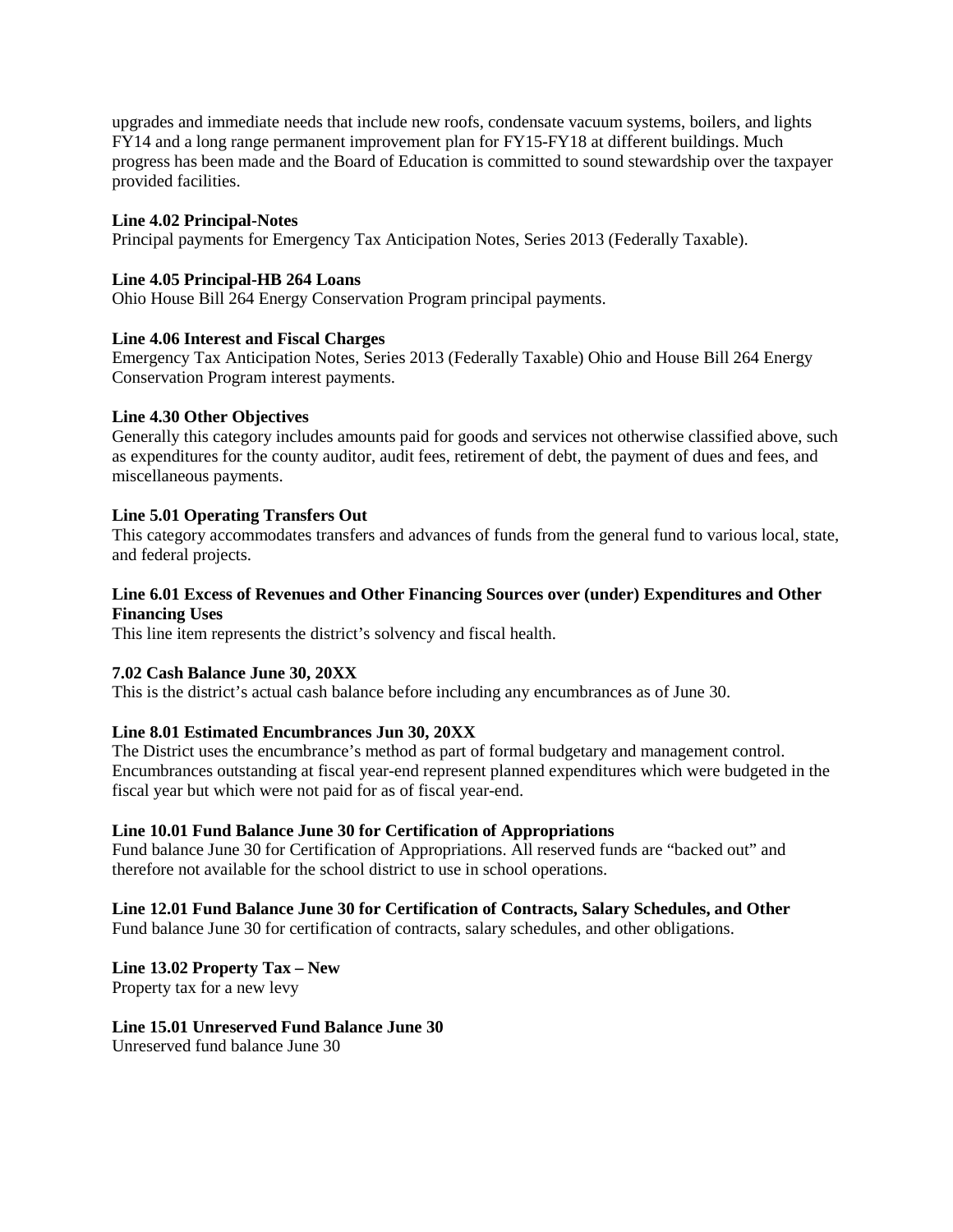upgrades and immediate needs that include new roofs, condensate vacuum systems, boilers, and lights FY14 and a long range permanent improvement plan for FY15-FY18 at different buildings. Much progress has been made and the Board of Education is committed to sound stewardship over the taxpayer provided facilities.

**Line 4.02 Principal-Notes**
Principal payments for Emergency Tax Anticipation Notes, Series 2013 (Federally Taxable).

**Line 4.05 Principal-HB 264 Loans**
Ohio House Bill 264 Energy Conservation Program principal payments.

**Line 4.06 Interest and Fiscal Charges**
Emergency Tax Anticipation Notes, Series 2013 (Federally Taxable) Ohio and House Bill 264 Energy Conservation Program interest payments.

**Line 4.30 Other Objectives**
Generally this category includes amounts paid for goods and services not otherwise classified above, such as expenditures for the county auditor, audit fees, retirement of debt, the payment of dues and fees, and miscellaneous payments.

**Line 5.01 Operating Transfers Out**
This category accommodates transfers and advances of funds from the general fund to various local, state, and federal projects.

**Line 6.01 Excess of Revenues and Other Financing Sources over (under) Expenditures and Other Financing Uses**
This line item represents the district's solvency and fiscal health.

**7.02 Cash Balance June 30, 20XX**
This is the district's actual cash balance before including any encumbrances as of June 30.

**Line 8.01 Estimated Encumbrances Jun 30, 20XX**
The District uses the encumbrance's method as part of formal budgetary and management control. Encumbrances outstanding at fiscal year-end represent planned expenditures which were budgeted in the fiscal year but which were not paid for as of fiscal year-end.

**Line 10.01 Fund Balance June 30 for Certification of Appropriations**
Fund balance June 30 for Certification of Appropriations. All reserved funds are "backed out" and therefore not available for the school district to use in school operations.

**Line 12.01 Fund Balance June 30 for Certification of Contracts, Salary Schedules, and Other**
Fund balance June 30 for certification of contracts, salary schedules, and other obligations.

**Line 13.02 Property Tax – New**
Property tax for a new levy

**Line 15.01 Unreserved Fund Balance June 30**
Unreserved fund balance June 30